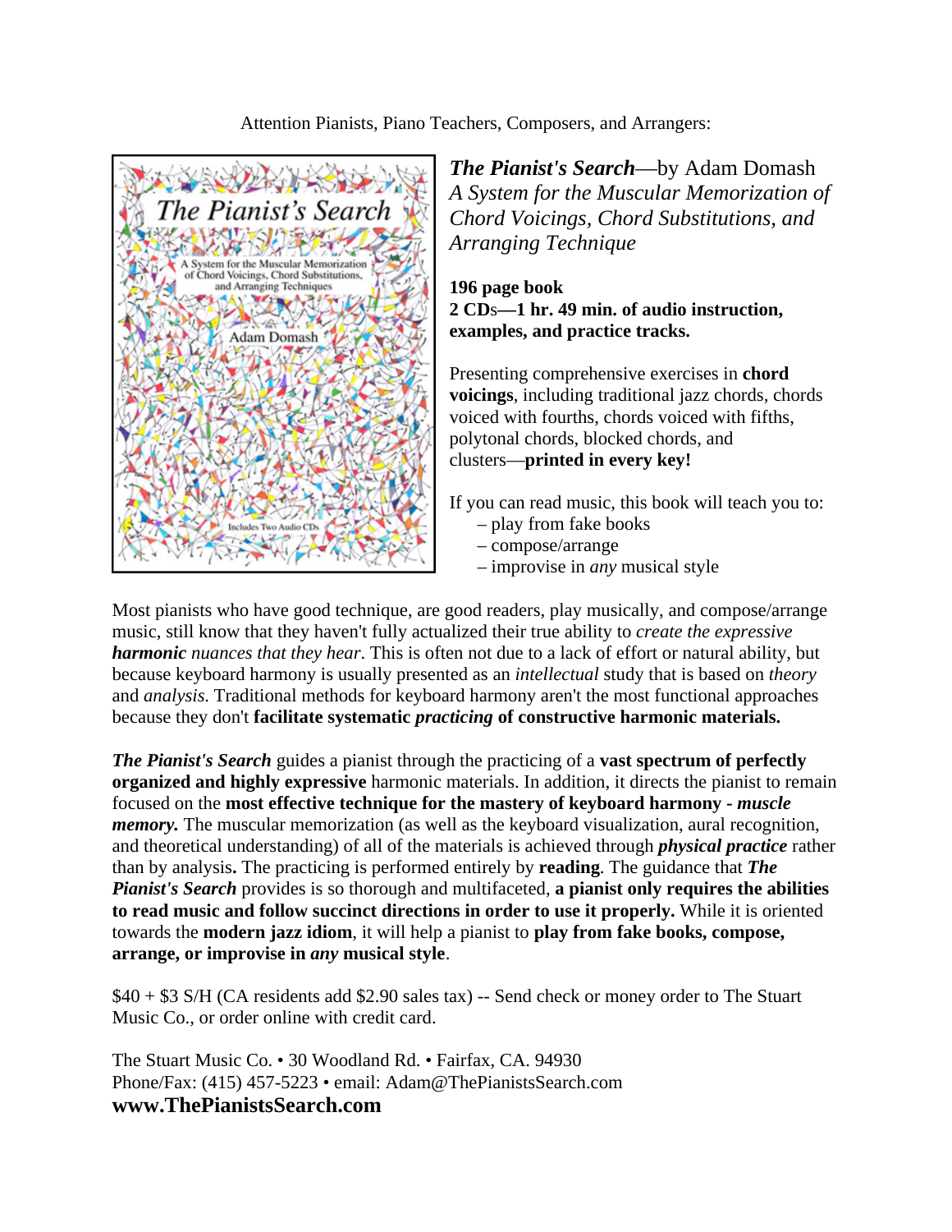Attention Pianists, Piano Teachers, Composers, and Arrangers:

***The Pianist's Search***—by Adam Domash
*A System for the Muscular Memorization of Chord Voicings, Chord Substitutions, and Arranging Technique*

**196 page book**
**2 CDs—1 hr. 49 min. of audio instruction, examples, and practice tracks.**

Presenting comprehensive exercises in **chord voicings**, including traditional jazz chords, chords voiced with fourths, chords voiced with fifths, polytonal chords, blocked chords, and clusters—**printed in every key!**

If you can read music, this book will teach you to:

- play from fake books
- compose/arrange
- improvise in *any* musical style

Most pianists who have good technique, are good readers, play musically, and compose/arrange music, still know that they haven't fully actualized their true ability to *create the expressive* ***harmonic*** *nuances that they hear*. This is often not due to a lack of effort or natural ability, but because keyboard harmony is usually presented as an *intellectual* study that is based on *theory* and *analysis*. Traditional methods for keyboard harmony aren't the most functional approaches because they don't **facilitate systematic** ***practicing*** **of constructive harmonic materials.**

***The Pianist's Search*** guides a pianist through the practicing of a **vast spectrum of perfectly organized and highly expressive** harmonic materials. In addition, it directs the pianist to remain focused on the **most effective technique for the mastery of keyboard harmony -** ***muscle memory.*** The muscular memorization (as well as the keyboard visualization, aural recognition, and theoretical understanding) of all of the materials is achieved through ***physical practice*** rather than by analysis**.** The practicing is performed entirely by **reading**. The guidance that ***The Pianist's Search*** provides is so thorough and multifaceted, **a pianist only requires the abilities to read music and follow succinct directions in order to use it properly.** While it is oriented towards the **modern jazz idiom**, it will help a pianist to **play from fake books, compose, arrange, or improvise in** ***any*** **musical style**.

$40 + $3 S/H (CA residents add $2.90 sales tax) -- Send check or money order to The Stuart Music Co., or order online with credit card.

The Stuart Music Co. • 30 Woodland Rd. • Fairfax, CA. 94930
Phone/Fax: (415) 457-5223 • email: Adam@ThePianistsSearch.com
**www.ThePianistsSearch.com**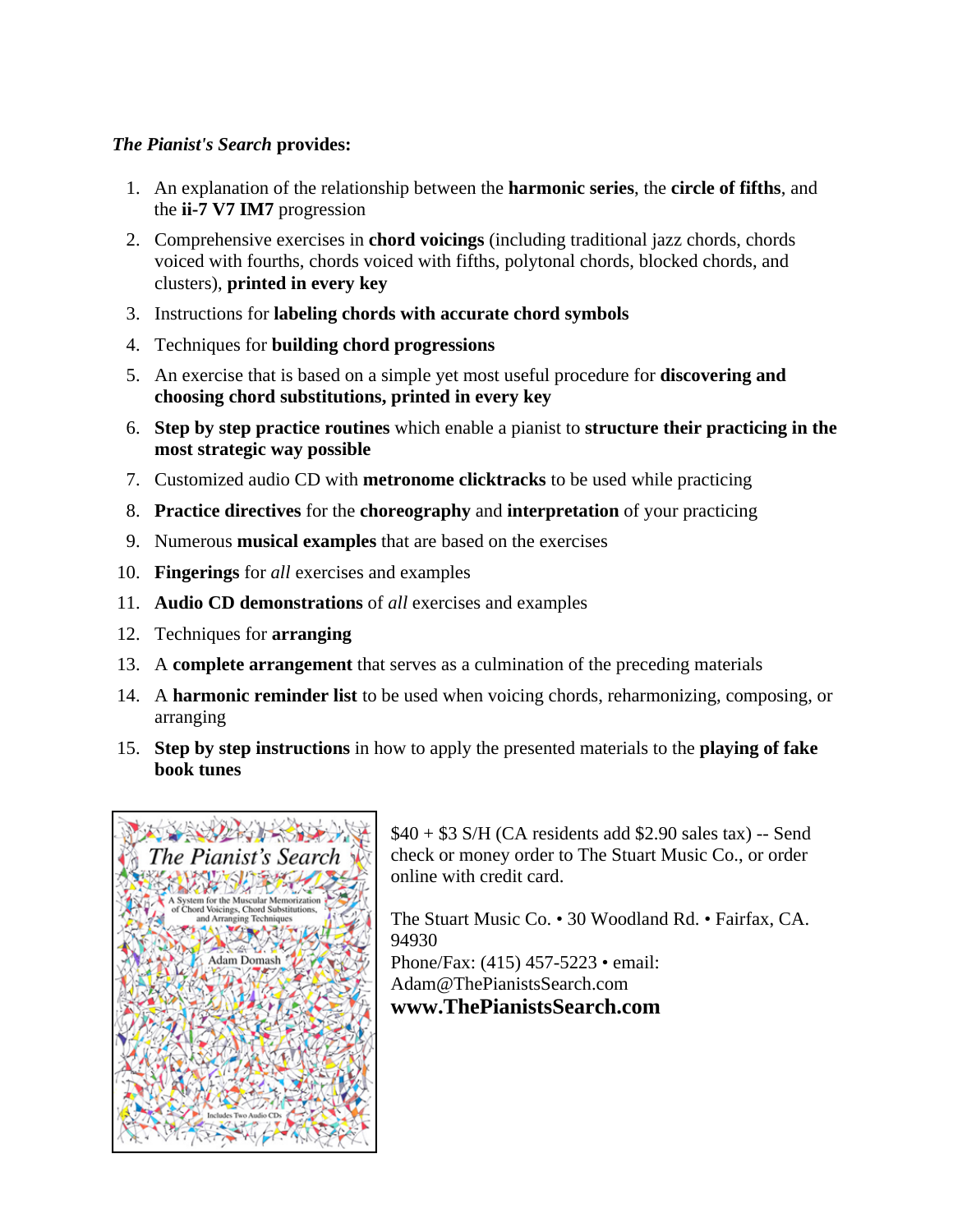***The Pianist's Search* provides:**

1. An explanation of the relationship between the **harmonic series**, the **circle of fifths**, and the **ii-7 V7 IM7** progression
2. Comprehensive exercises in **chord voicings** (including traditional jazz chords, chords voiced with fourths, chords voiced with fifths, polytonal chords, blocked chords, and clusters), **printed in every key**
3. Instructions for **labeling chords with accurate chord symbols**
4. Techniques for **building chord progressions**
5. An exercise that is based on a simple yet most useful procedure for **discovering and choosing chord substitutions, printed in every key**
6. **Step by step practice routines** which enable a pianist to **structure their practicing in the most strategic way possible**
7. Customized audio CD with **metronome clicktracks** to be used while practicing
8. **Practice directives** for the **choreography** and **interpretation** of your practicing
9. Numerous **musical examples** that are based on the exercises
10. **Fingerings** for *all* exercises and examples
11. **Audio CD demonstrations** of *all* exercises and examples
12. Techniques for **arranging**
13. A **complete arrangement** that serves as a culmination of the preceding materials
14. A **harmonic reminder list** to be used when voicing chords, reharmonizing, composing, or arranging
15. **Step by step instructions** in how to apply the presented materials to the **playing of fake book tunes**

The Pianist's Search

A System for the Muscular Memorization of Chord Voicings, Chord Substitutions, and Arranging Techniques

Adam Domash

Includes Two Audio CDs

$40 + $3 S/H (CA residents add $2.90 sales tax) -- Send check or money order to The Stuart Music Co., or order online with credit card.

The Stuart Music Co. • 30 Woodland Rd. • Fairfax, CA. 94930
Phone/Fax: (415) 457-5223 • email: Adam@ThePianistsSearch.com
**www.ThePianistsSearch.com**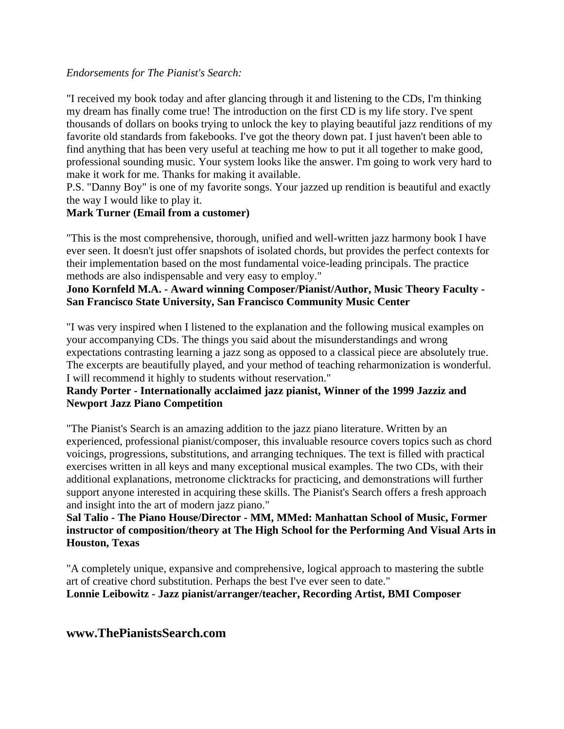*Endorsements for The Pianist's Search:*

"I received my book today and after glancing through it and listening to the CDs, I'm thinking my dream has finally come true! The introduction on the first CD is my life story. I've spent thousands of dollars on books trying to unlock the key to playing beautiful jazz renditions of my favorite old standards from fakebooks. I've got the theory down pat. I just haven't been able to find anything that has been very useful at teaching me how to put it all together to make good, professional sounding music. Your system looks like the answer. I'm going to work very hard to make it work for me. Thanks for making it available.
P.S. "Danny Boy" is one of my favorite songs. Your jazzed up rendition is beautiful and exactly the way I would like to play it.
**Mark Turner (Email from a customer)**

"This is the most comprehensive, thorough, unified and well-written jazz harmony book I have ever seen. It doesn't just offer snapshots of isolated chords, but provides the perfect contexts for their implementation based on the most fundamental voice-leading principals. The practice methods are also indispensable and very easy to employ."
**Jono Kornfeld M.A. - Award winning Composer/Pianist/Author, Music Theory Faculty - San Francisco State University, San Francisco Community Music Center**

"I was very inspired when I listened to the explanation and the following musical examples on your accompanying CDs. The things you said about the misunderstandings and wrong expectations contrasting learning a jazz song as opposed to a classical piece are absolutely true. The excerpts are beautifully played, and your method of teaching reharmonization is wonderful. I will recommend it highly to students without reservation."
**Randy Porter - Internationally acclaimed jazz pianist, Winner of the 1999 Jazziz and Newport Jazz Piano Competition**

"The Pianist's Search is an amazing addition to the jazz piano literature. Written by an experienced, professional pianist/composer, this invaluable resource covers topics such as chord voicings, progressions, substitutions, and arranging techniques. The text is filled with practical exercises written in all keys and many exceptional musical examples. The two CDs, with their additional explanations, metronome clicktracks for practicing, and demonstrations will further support anyone interested in acquiring these skills. The Pianist's Search offers a fresh approach and insight into the art of modern jazz piano."
**Sal Talio - The Piano House/Director - MM, MMed: Manhattan School of Music, Former instructor of composition/theory at The High School for the Performing And Visual Arts in Houston, Texas**

"A completely unique, expansive and comprehensive, logical approach to mastering the subtle art of creative chord substitution. Perhaps the best I've ever seen to date."
**Lonnie Leibowitz - Jazz pianist/arranger/teacher, Recording Artist, BMI Composer**

## www.ThePianistsSearch.com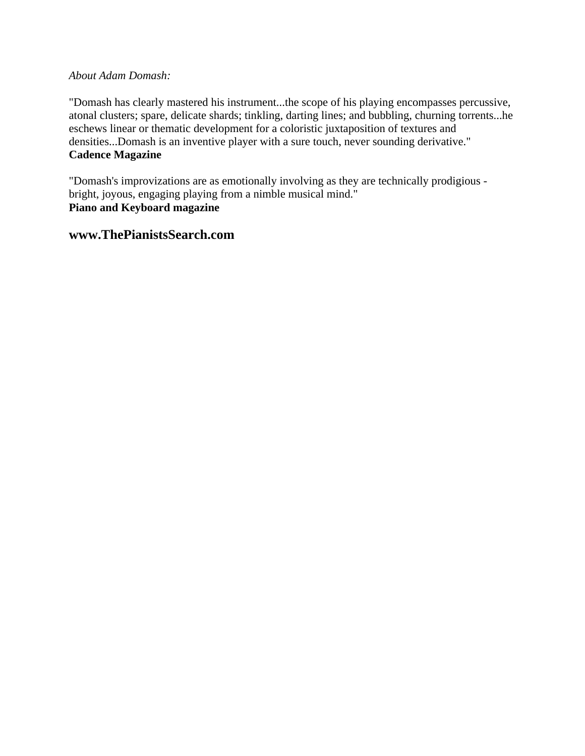*About Adam Domash:*

"Domash has clearly mastered his instrument...the scope of his playing encompasses percussive, atonal clusters; spare, delicate shards; tinkling, darting lines; and bubbling, churning torrents...he eschews linear or thematic development for a coloristic juxtaposition of textures and densities...Domash is an inventive player with a sure touch, never sounding derivative."
**Cadence Magazine**

"Domash's improvizations are as emotionally involving as they are technically prodigious - bright, joyous, engaging playing from a nimble musical mind."
**Piano and Keyboard magazine**

**www.ThePianistsSearch.com**